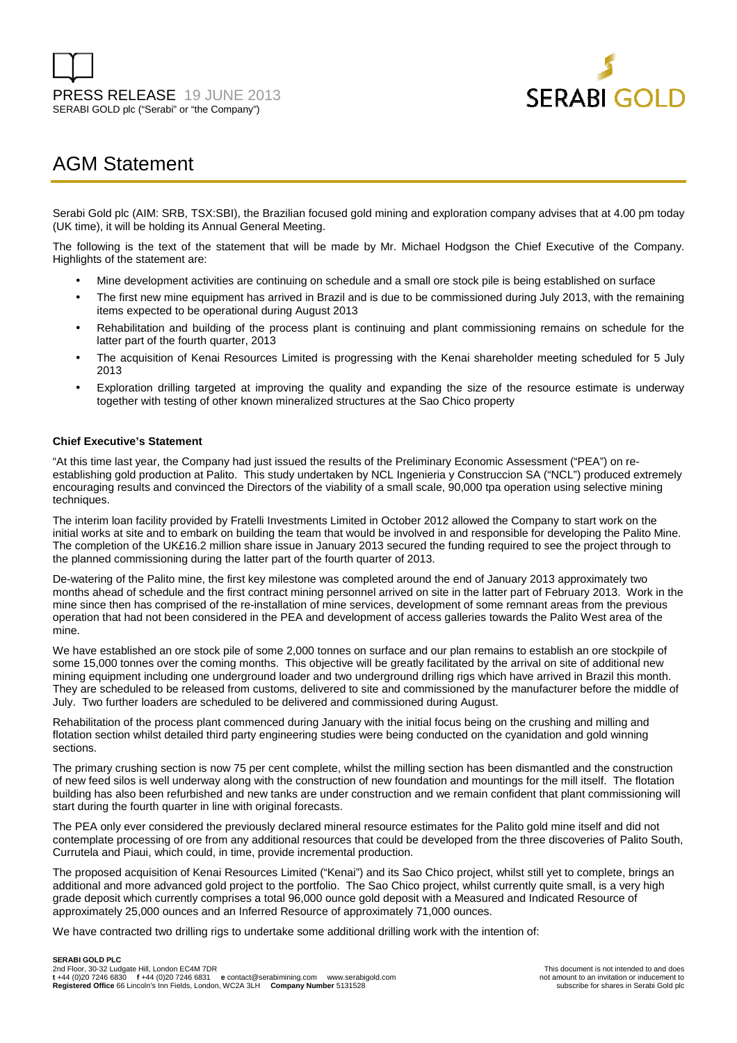PRESS RELEASE 19 JUNE 2013

SERABI GOLD plc ("Serabi" or "the Company")

# AGM Statement

Serabi Gold plc (AIM: SRB, TSX:SBI), the Brazilian focused gold mining and exploration company advises that at 4.00 pm today (UK time), it will be holding its Annual General Meeting.

The following is the text of the statement that will be made by Mr. Michael Hodgson the Chief Executive of the Company. Highlights of the statement are:

- Mine development activities are continuing on schedule and a small ore stock pile is being established on surface
- The first new mine equipment has arrived in Brazil and is due to be commissioned during July 2013, with the remaining items expected to be operational during August 2013
- Rehabilitation and building of the process plant is continuing and plant commissioning remains on schedule for the latter part of the fourth quarter, 2013
- The acquisition of Kenai Resources Limited is progressing with the Kenai shareholder meeting scheduled for 5 July 2013
- Exploration drilling targeted at improving the quality and expanding the size of the resource estimate is underway together with testing of other known mineralized structures at the Sao Chico property

**Chief Executive's Statement**

"At this time last year, the Company had just issued the results of the Preliminary Economic Assessment ("PEA") on re-establishing gold production at Palito. This study undertaken by NCL Ingenieria y Construccion SA ("NCL") produced extremely encouraging results and convinced the Directors of the viability of a small scale, 90,000 tpa operation using selective mining techniques.

The interim loan facility provided by Fratelli Investments Limited in October 2012 allowed the Company to start work on the initial works at site and to embark on building the team that would be involved in and responsible for developing the Palito Mine. The completion of the UK£16.2 million share issue in January 2013 secured the funding required to see the project through to the planned commissioning during the latter part of the fourth quarter of 2013.

De-watering of the Palito mine, the first key milestone was completed around the end of January 2013 approximately two months ahead of schedule and the first contract mining personnel arrived on site in the latter part of February 2013. Work in the mine since then has comprised of the re-installation of mine services, development of some remnant areas from the previous operation that had not been considered in the PEA and development of access galleries towards the Palito West area of the mine.

We have established an ore stock pile of some 2,000 tonnes on surface and our plan remains to establish an ore stockpile of some 15,000 tonnes over the coming months. This objective will be greatly facilitated by the arrival on site of additional new mining equipment including one underground loader and two underground drilling rigs which have arrived in Brazil this month. They are scheduled to be released from customs, delivered to site and commissioned by the manufacturer before the middle of July. Two further loaders are scheduled to be delivered and commissioned during August.

Rehabilitation of the process plant commenced during January with the initial focus being on the crushing and milling and flotation section whilst detailed third party engineering studies were being conducted on the cyanidation and gold winning sections.

The primary crushing section is now 75 per cent complete, whilst the milling section has been dismantled and the construction of new feed silos is well underway along with the construction of new foundation and mountings for the mill itself. The flotation building has also been refurbished and new tanks are under construction and we remain confident that plant commissioning will start during the fourth quarter in line with original forecasts.

The PEA only ever considered the previously declared mineral resource estimates for the Palito gold mine itself and did not contemplate processing of ore from any additional resources that could be developed from the three discoveries of Palito South, Currutela and Piaui, which could, in time, provide incremental production.

The proposed acquisition of Kenai Resources Limited ("Kenai") and its Sao Chico project, whilst still yet to complete, brings an additional and more advanced gold project to the portfolio. The Sao Chico project, whilst currently quite small, is a very high grade deposit which currently comprises a total 96,000 ounce gold deposit with a Measured and Indicated Resource of approximately 25,000 ounces and an Inferred Resource of approximately 71,000 ounces.

We have contracted two drilling rigs to undertake some additional drilling work with the intention of: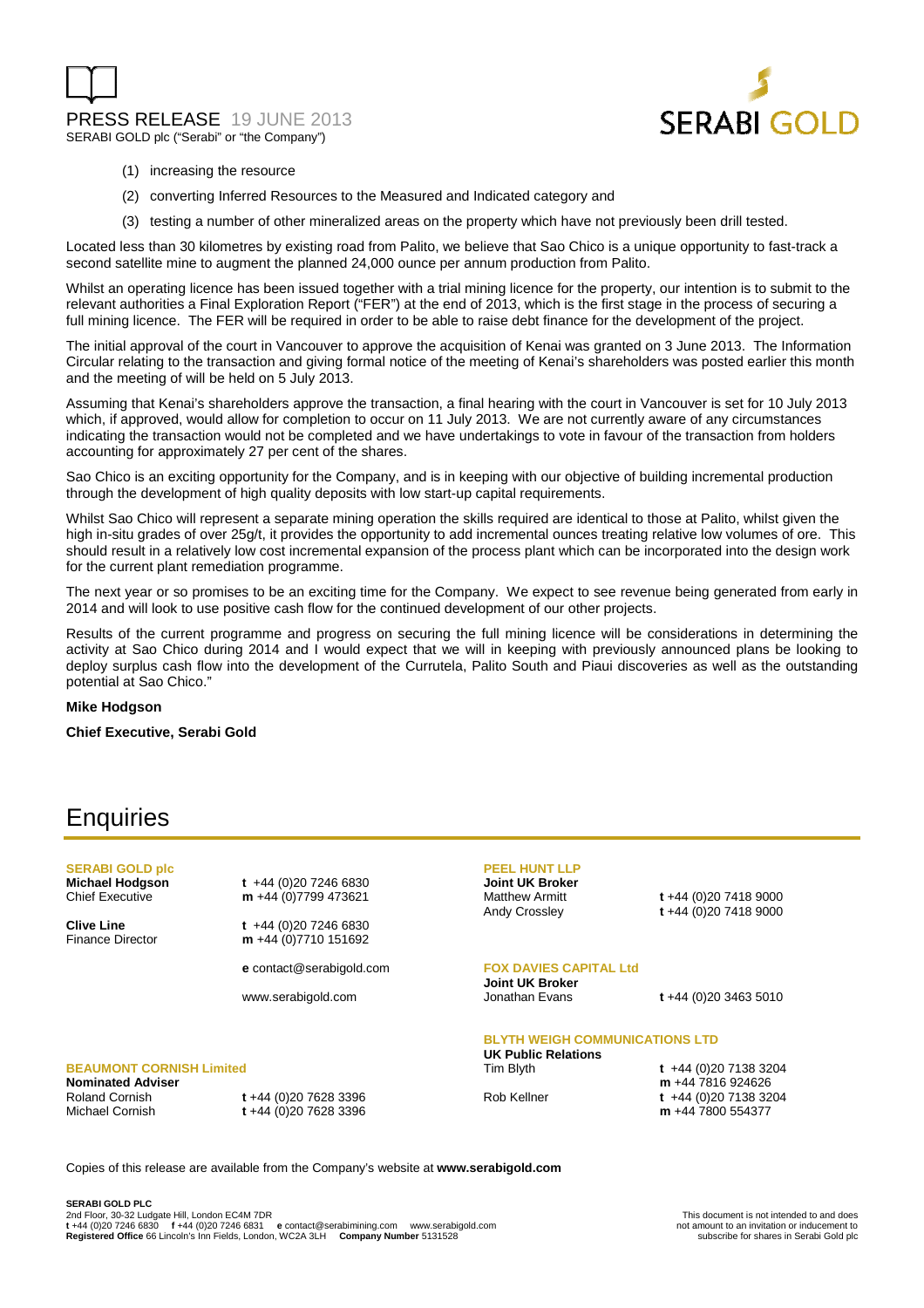(1) increasing the resource

(2) converting Inferred Resources to the Measured and Indicated category and

(3) testing a number of other mineralized areas on the property which have not previously been drill tested.

Located less than 30 kilometres by existing road from Palito, we believe that Sao Chico is a unique opportunity to fast-track a second satellite mine to augment the planned 24,000 ounce per annum production from Palito.

Whilst an operating licence has been issued together with a trial mining licence for the property, our intention is to submit to the relevant authorities a Final Exploration Report ("FER") at the end of 2013, which is the first stage in the process of securing a full mining licence. The FER will be required in order to be able to raise debt finance for the development of the project.

The initial approval of the court in Vancouver to approve the acquisition of Kenai was granted on 3 June 2013. The Information Circular relating to the transaction and giving formal notice of the meeting of Kenai's shareholders was posted earlier this month and the meeting of will be held on 5 July 2013.

Assuming that Kenai's shareholders approve the transaction, a final hearing with the court in Vancouver is set for 10 July 2013 which, if approved, would allow for completion to occur on 11 July 2013. We are not currently aware of any circumstances indicating the transaction would not be completed and we have undertakings to vote in favour of the transaction from holders accounting for approximately 27 per cent of the shares.

Sao Chico is an exciting opportunity for the Company, and is in keeping with our objective of building incremental production through the development of high quality deposits with low start-up capital requirements.

Whilst Sao Chico will represent a separate mining operation the skills required are identical to those at Palito, whilst given the high in-situ grades of over 25g/t, it provides the opportunity to add incremental ounces treating relative low volumes of ore. This should result in a relatively low cost incremental expansion of the process plant which can be incorporated into the design work for the current plant remediation programme.

The next year or so promises to be an exciting time for the Company. We expect to see revenue being generated from early in 2014 and will look to use positive cash flow for the continued development of our other projects.

Results of the current programme and progress on securing the full mining licence will be considerations in determining the activity at Sao Chico during 2014 and I would expect that we will in keeping with previously announced plans be looking to deploy surplus cash flow into the development of the Currutela, Palito South and Piaui discoveries as well as the outstanding potential at Sao Chico."

**Mike Hodgson**

**Chief Executive, Serabi Gold**

# Enquiries

**SERABI GOLD plc**

**Michael Hodgson**
Chief Executive
**t** +44 (0)20 7246 6830
**m** +44 (0)7799 473621

**Clive Line**
Finance Director
**t** +44 (0)20 7246 6830
**m** +44 (0)7710 151692

**e** contact@serabigold.com

www.serabigold.com

**BEAUMONT CORNISH Limited**
**Nominated Adviser**
Roland Cornish **t** +44 (0)20 7628 3396
Michael Cornish **t** +44 (0)20 7628 3396

**PEEL HUNT LLP**
**Joint UK Broker**
Matthew Armitt **t** +44 (0)20 7418 9000
Andy Crossley **t** +44 (0)20 7418 9000

**FOX DAVIES CAPITAL Ltd**
**Joint UK Broker**
Jonathan Evans **t** +44 (0)20 3463 5010

**BLYTH WEIGH COMMUNICATIONS LTD**
**UK Public Relations**
Tim Blyth **t** +44 (0)20 7138 3204
**m** +44 7816 924626
Rob Kellner **t** +44 (0)20 7138 3204
**m** +44 7800 554377

Copies of this release are available from the Company's website at **www.serabigold.com**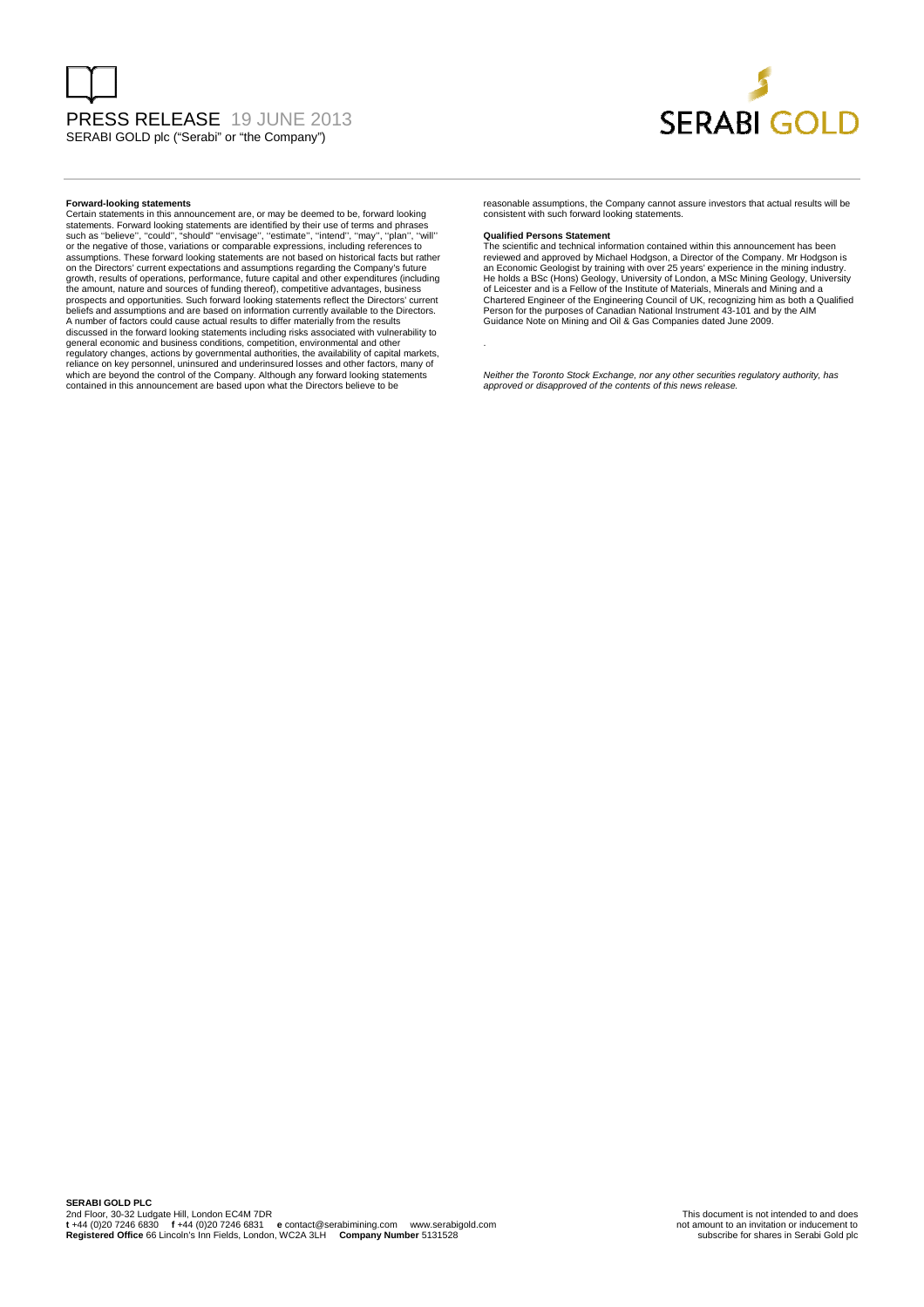**Forward-looking statements**

Certain statements in this announcement are, or may be deemed to be, forward looking statements. Forward looking statements are identified by their use of terms and phrases such as ''believe'', ''could'', "should" ''envisage'', ''estimate'', ''intend'', ''may'', ''plan'', ''will'' or the negative of those, variations or comparable expressions, including references to assumptions. These forward looking statements are not based on historical facts but rather on the Directors' current expectations and assumptions regarding the Company's future growth, results of operations, performance, future capital and other expenditures (including the amount, nature and sources of funding thereof), competitive advantages, business prospects and opportunities. Such forward looking statements reflect the Directors' current beliefs and assumptions and are based on information currently available to the Directors. A number of factors could cause actual results to differ materially from the results discussed in the forward looking statements including risks associated with vulnerability to general economic and business conditions, competition, environmental and other regulatory changes, actions by governmental authorities, the availability of capital markets, reliance on key personnel, uninsured and underinsured losses and other factors, many of which are beyond the control of the Company. Although any forward looking statements contained in this announcement are based upon what the Directors believe to be reasonable assumptions, the Company cannot assure investors that actual results will be consistent with such forward looking statements.

**Qualified Persons Statement**

The scientific and technical information contained within this announcement has been reviewed and approved by Michael Hodgson, a Director of the Company. Mr Hodgson is an Economic Geologist by training with over 25 years' experience in the mining industry. He holds a BSc (Hons) Geology, University of London, a MSc Mining Geology, University of Leicester and is a Fellow of the Institute of Materials, Minerals and Mining and a Chartered Engineer of the Engineering Council of UK, recognizing him as both a Qualified Person for the purposes of Canadian National Instrument 43-101 and by the AIM Guidance Note on Mining and Oil & Gas Companies dated June 2009.

*Neither the Toronto Stock Exchange, nor any other securities regulatory authority, has approved or disapproved of the contents of this news release.*